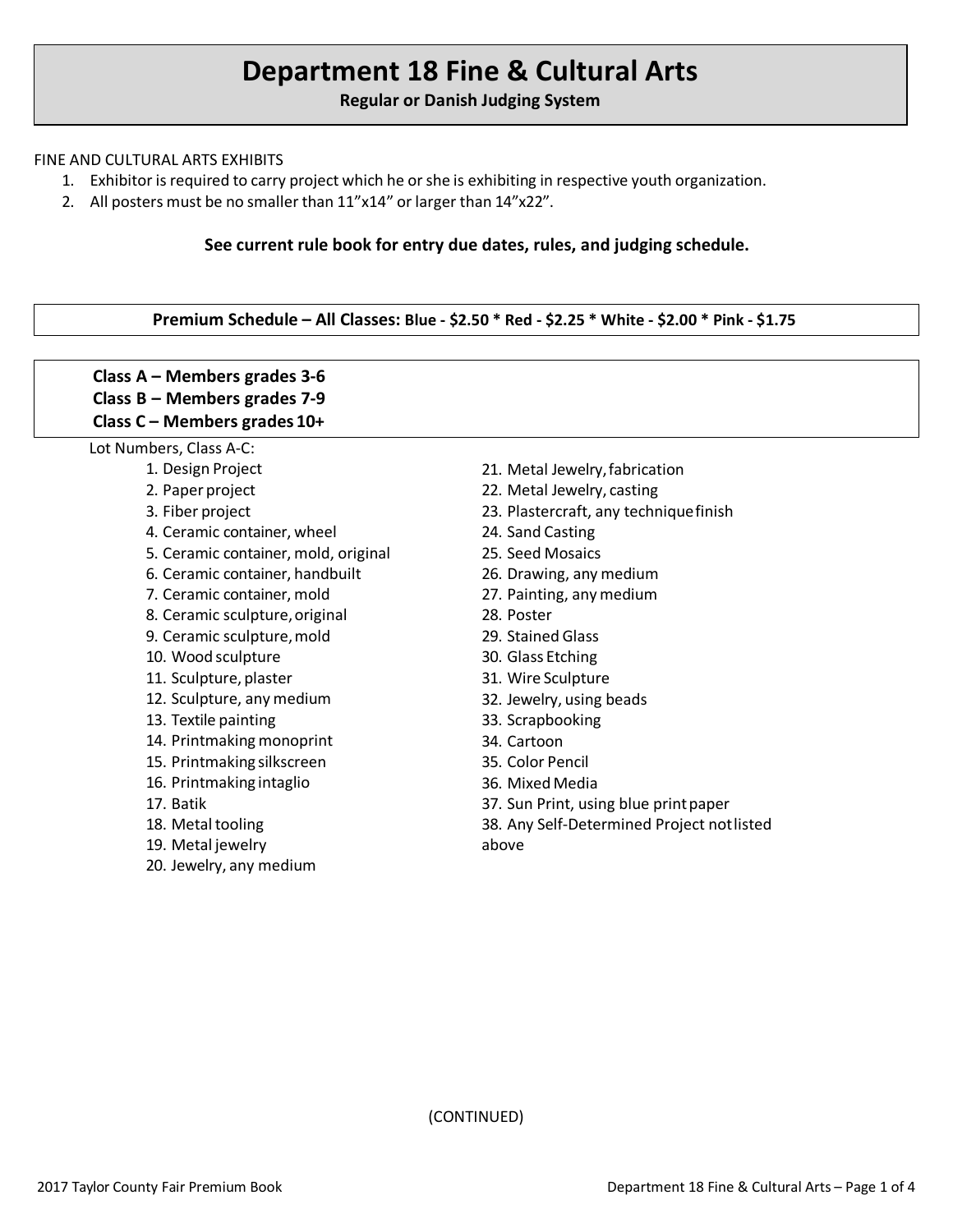# Department 18 Fine & Cultural Arts

**Regular or Danish Judging System**

FINE AND CULTURAL ARTS EXHIBITS

1. Exhibitor is required to carry project which he or she is exhibiting in respective youth organization.
2. All posters must be no smaller than 11"x14" or larger than 14"x22".

**See current rule book for entry due dates, rules, and judging schedule.**

**Premium Schedule – All Classes:** **Blue - $2.50 * Red - $2.25 * White - $2.00 * Pink - $1.75**

**Class A – Members grades 3-6**
**Class B – Members grades 7-9**
**Class C – Members grades 10+**

Lot Numbers, Class A-C:

1. Design Project
2. Paper project
3. Fiber project
4. Ceramic container, wheel
5. Ceramic container, mold, original
6. Ceramic container, handbuilt
7. Ceramic container, mold
8. Ceramic sculpture, original
9. Ceramic sculpture, mold
10. Wood sculpture
11. Sculpture, plaster
12. Sculpture, any medium
13. Textile painting
14. Printmaking monoprint
15. Printmaking silkscreen
16. Printmaking intaglio
17. Batik
18. Metal tooling
19. Metal jewelry
20. Jewelry, any medium
21. Metal Jewelry, fabrication
22. Metal Jewelry, casting
23. Plastercraft, any technique finish
24. Sand Casting
25. Seed Mosaics
26. Drawing, any medium
27. Painting, any medium
28. Poster
29. Stained Glass
30. Glass Etching
31. Wire Sculpture
32. Jewelry, using beads
33. Scrapbooking
34. Cartoon
35. Color Pencil
36. Mixed Media
37. Sun Print, using blue print paper
38. Any Self-Determined Project not listed above

(CONTINUED)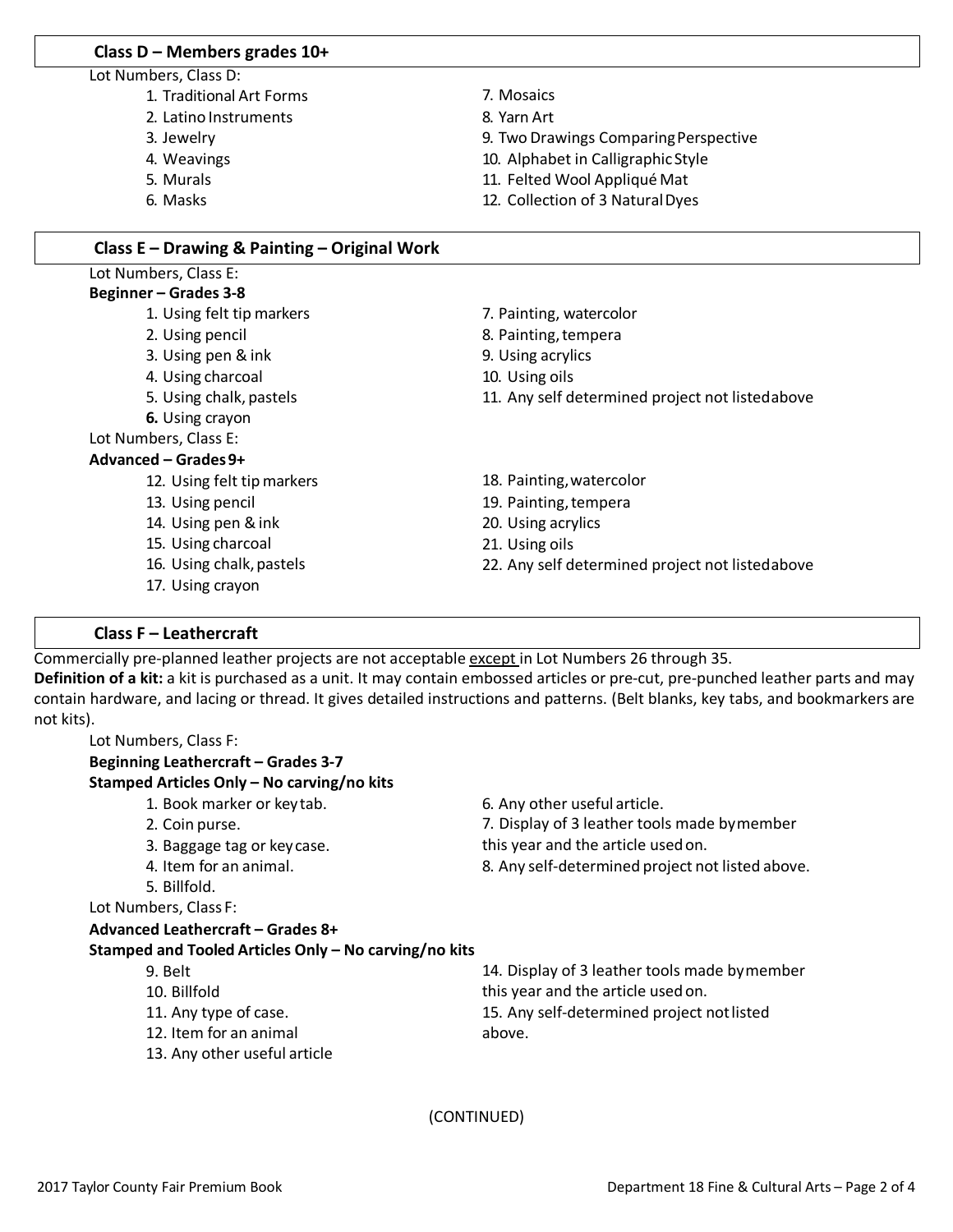## Class D – Members grades 10+

Lot Numbers, Class D:

1. Traditional Art Forms
2. Latino Instruments
3. Jewelry
4. Weavings
5. Murals
6. Masks
7. Mosaics
8. Yarn Art
9. Two Drawings Comparing Perspective
10. Alphabet in Calligraphic Style
11. Felted Wool Appliqué Mat
12. Collection of 3 Natural Dyes

## Class E – Drawing & Painting – Original Work

Lot Numbers, Class E:

**Beginner – Grades 3-8**

1. Using felt tip markers
2. Using pencil
3. Using pen & ink
4. Using charcoal
5. Using chalk, pastels
6. Using crayon
7. Painting, watercolor
8. Painting, tempera
9. Using acrylics
10. Using oils
11. Any self determined project not listed above

Lot Numbers, Class E:

**Advanced – Grades 9+**

12. Using felt tip markers
13. Using pencil
14. Using pen & ink
15. Using charcoal
16. Using chalk, pastels
17. Using crayon
18. Painting, watercolor
19. Painting, tempera
20. Using acrylics
21. Using oils
22. Any self determined project not listed above

## Class F – Leathercraft

Commercially pre-planned leather projects are not acceptable except in Lot Numbers 26 through 35.

**Definition of a kit:** a kit is purchased as a unit. It may contain embossed articles or pre-cut, pre-punched leather parts and may contain hardware, and lacing or thread. It gives detailed instructions and patterns. (Belt blanks, key tabs, and bookmarkers are not kits).

Lot Numbers, Class F:

**Beginning Leathercraft – Grades 3-7**

**Stamped Articles Only – No carving/no kits**

1. Book marker or key tab.
2. Coin purse.
3. Baggage tag or key case.
4. Item for an animal.
5. Billfold.
6. Any other useful article.
7. Display of 3 leather tools made by member this year and the article used on.
8. Any self-determined project not listed above.

Lot Numbers, Class F:

**Advanced Leathercraft – Grades 8+**

**Stamped and Tooled Articles Only – No carving/no kits**

9. Belt
10. Billfold
11. Any type of case.
12. Item for an animal
13. Any other useful article
14. Display of 3 leather tools made by member this year and the article used on.
15. Any self-determined project not listed above.

(CONTINUED)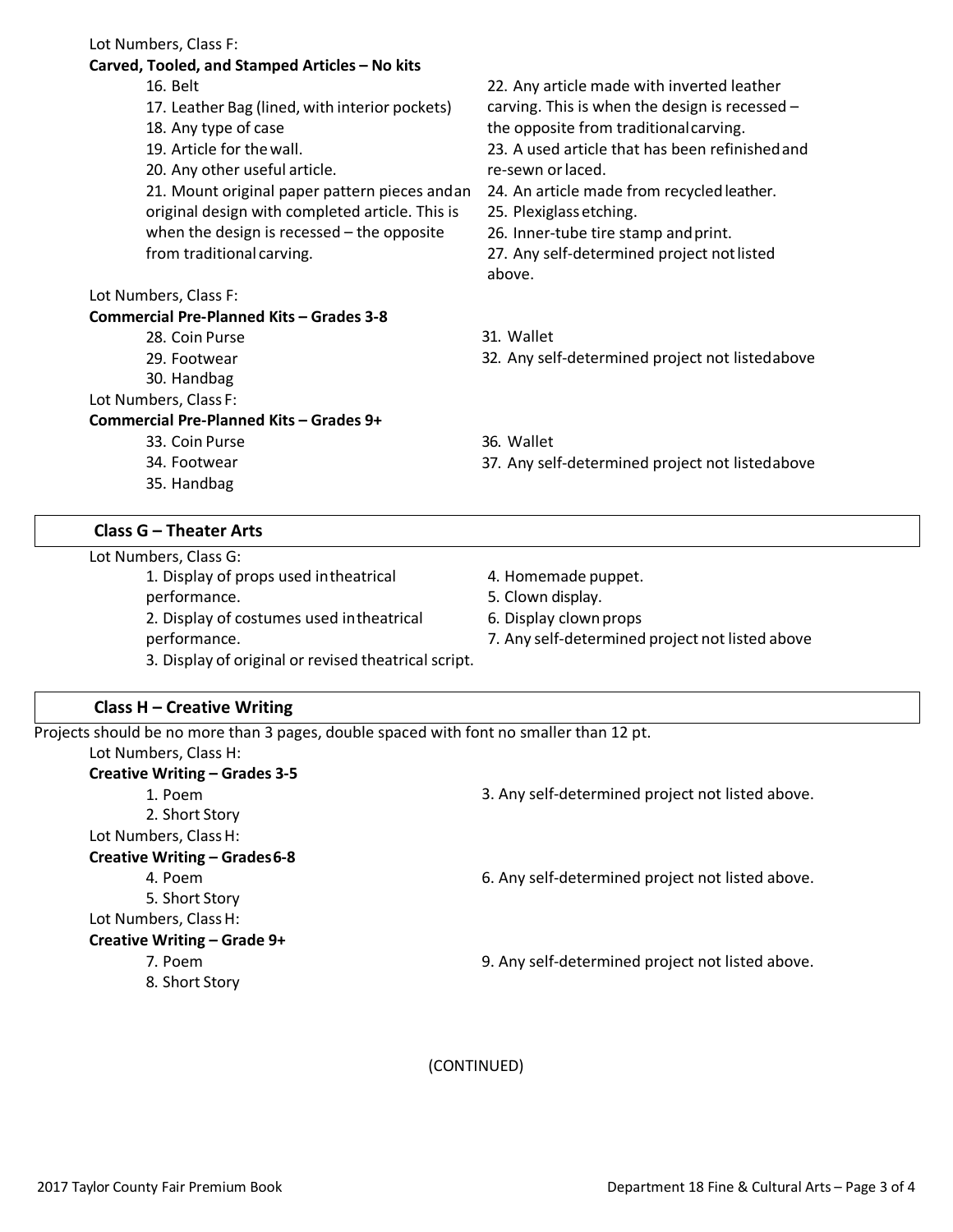Lot Numbers, Class F:

**Carved, Tooled, and Stamped Articles – No kits**

16. Belt
17. Leather Bag (lined, with interior pockets)
18. Any type of case
19. Article for the wall.
20. Any other useful article.
21. Mount original paper pattern pieces and an original design with completed article. This is when the design is recessed – the opposite from traditional carving.
22. Any article made with inverted leather carving. This is when the design is recessed – the opposite from traditional carving.
23. A used article that has been refinished and re-sewn or laced.
24. An article made from recycled leather.
25. Plexiglass etching.
26. Inner-tube tire stamp and print.
27. Any self-determined project not listed above.

Lot Numbers, Class F:

**Commercial Pre-Planned Kits – Grades 3-8**

28. Coin Purse
29. Footwear
30. Handbag
31. Wallet
32. Any self-determined project not listed above

Lot Numbers, Class F:

**Commercial Pre-Planned Kits – Grades 9+**

33. Coin Purse
34. Footwear
35. Handbag
36. Wallet
37. Any self-determined project not listed above

## Class G – Theater Arts

Lot Numbers, Class G:

1. Display of props used in theatrical performance.
2. Display of costumes used in theatrical performance.
3. Display of original or revised theatrical script.
4. Homemade puppet.
5. Clown display.
6. Display clown props
7. Any self-determined project not listed above

## Class H – Creative Writing

Projects should be no more than 3 pages, double spaced with font no smaller than 12 pt.

Lot Numbers, Class H:

**Creative Writing – Grades 3-5**

1. Poem
2. Short Story
3. Any self-determined project not listed above.

Lot Numbers, Class H:

**Creative Writing – Grades 6-8**

4. Poem
5. Short Story
6. Any self-determined project not listed above.

Lot Numbers, Class H:

**Creative Writing – Grade 9+**

7. Poem
8. Short Story
9. Any self-determined project not listed above.

(CONTINUED)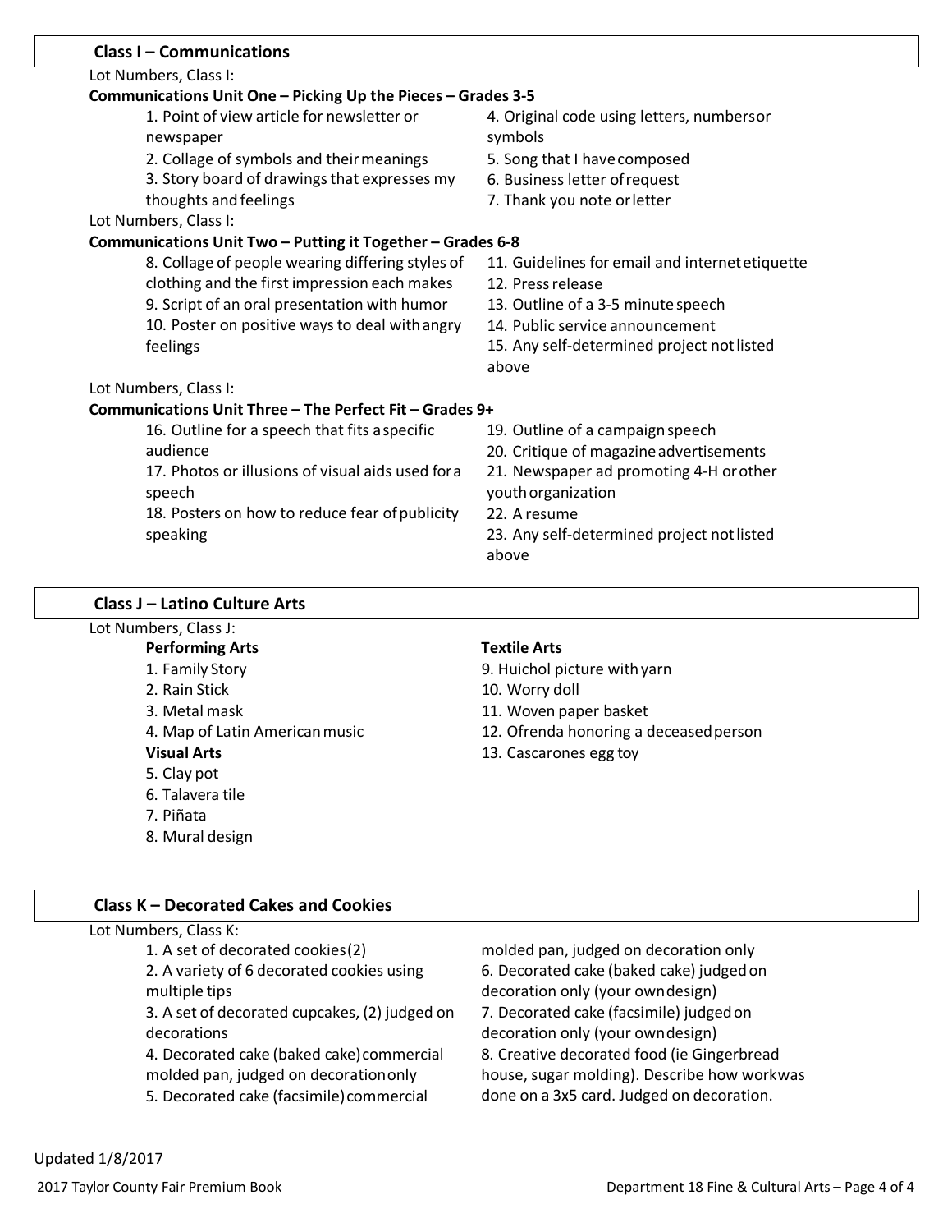## Class I – Communications

Lot Numbers, Class I:

**Communications Unit One – Picking Up the Pieces – Grades 3-5**

1. Point of view article for newsletter or newspaper
2. Collage of symbols and their meanings
3. Story board of drawings that expresses my thoughts and feelings
4. Original code using letters, numbers or symbols
5. Song that I have composed
6. Business letter of request
7. Thank you note or letter

Lot Numbers, Class I:

**Communications Unit Two – Putting it Together – Grades 6-8**

8. Collage of people wearing differing styles of clothing and the first impression each makes
9. Script of an oral presentation with humor
10. Poster on positive ways to deal with angry feelings
11. Guidelines for email and internet etiquette
12. Press release
13. Outline of a 3-5 minute speech
14. Public service announcement
15. Any self-determined project not listed above

Lot Numbers, Class I:

**Communications Unit Three – The Perfect Fit – Grades 9+**

16. Outline for a speech that fits a specific audience
17. Photos or illusions of visual aids used for a speech
18. Posters on how to reduce fear of publicity speaking
19. Outline of a campaign speech
20. Critique of magazine advertisements
21. Newspaper ad promoting 4-H or other youth organization
22. A resume
23. Any self-determined project not listed above

## Class J – Latino Culture Arts

Lot Numbers, Class J:

**Performing Arts**

1. Family Story
2. Rain Stick
3. Metal mask
4. Map of Latin American music

**Visual Arts**

5. Clay pot
6. Talavera tile
7. Piñata
8. Mural design

**Textile Arts**

9. Huichol picture with yarn
10. Worry doll
11. Woven paper basket
12. Ofrenda honoring a deceased person
13. Cascarones egg toy

## Class K – Decorated Cakes and Cookies

Lot Numbers, Class K:

1. A set of decorated cookies (2)
2. A variety of 6 decorated cookies using multiple tips
3. A set of decorated cupcakes, (2) judged on decorations
4. Decorated cake (baked cake) commercial molded pan, judged on decoration only
5. Decorated cake (facsimile) commercial molded pan, judged on decoration only
6. Decorated cake (baked cake) judged on decoration only (your own design)
7. Decorated cake (facsimile) judged on decoration only (your own design)
8. Creative decorated food (ie Gingerbread house, sugar molding). Describe how work was done on a 3x5 card. Judged on decoration.

Updated 1/8/2017